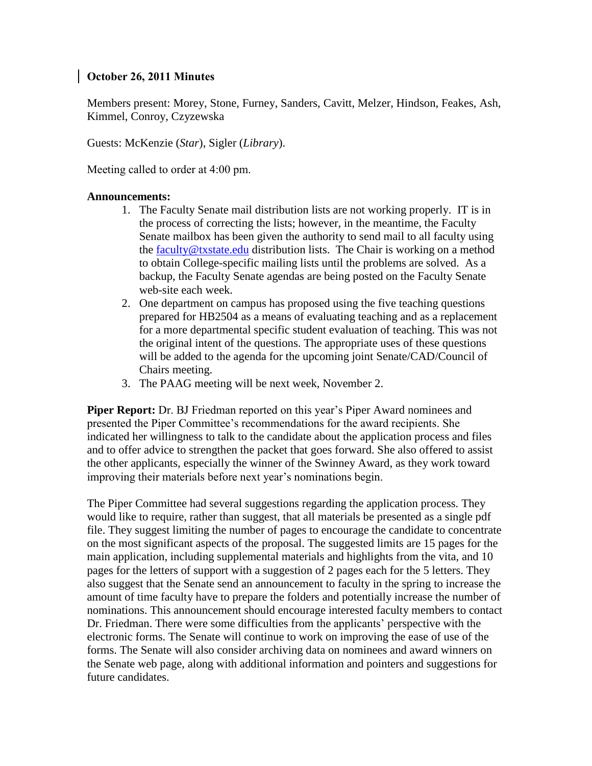**October 26, 2011 Minutes**

Members present: Morey, Stone, Furney, Sanders, Cavitt, Melzer, Hindson, Feakes, Ash, Kimmel, Conroy, Czyzewska

Guests: McKenzie (*Star*), Sigler (*Library*).

Meeting called to order at 4:00 pm.

**Announcements:**

1. The Faculty Senate mail distribution lists are not working properly. IT is in the process of correcting the lists; however, in the meantime, the Faculty Senate mailbox has been given the authority to send mail to all faculty using the faculty@txstate.edu distribution lists. The Chair is working on a method to obtain College-specific mailing lists until the problems are solved. As a backup, the Faculty Senate agendas are being posted on the Faculty Senate web-site each week.
2. One department on campus has proposed using the five teaching questions prepared for HB2504 as a means of evaluating teaching and as a replacement for a more departmental specific student evaluation of teaching. This was not the original intent of the questions. The appropriate uses of these questions will be added to the agenda for the upcoming joint Senate/CAD/Council of Chairs meeting.
3. The PAAG meeting will be next week, November 2.

**Piper Report:** Dr. BJ Friedman reported on this year's Piper Award nominees and presented the Piper Committee's recommendations for the award recipients. She indicated her willingness to talk to the candidate about the application process and files and to offer advice to strengthen the packet that goes forward. She also offered to assist the other applicants, especially the winner of the Swinney Award, as they work toward improving their materials before next year's nominations begin.

The Piper Committee had several suggestions regarding the application process. They would like to require, rather than suggest, that all materials be presented as a single pdf file. They suggest limiting the number of pages to encourage the candidate to concentrate on the most significant aspects of the proposal. The suggested limits are 15 pages for the main application, including supplemental materials and highlights from the vita, and 10 pages for the letters of support with a suggestion of 2 pages each for the 5 letters. They also suggest that the Senate send an announcement to faculty in the spring to increase the amount of time faculty have to prepare the folders and potentially increase the number of nominations. This announcement should encourage interested faculty members to contact Dr. Friedman. There were some difficulties from the applicants' perspective with the electronic forms. The Senate will continue to work on improving the ease of use of the forms. The Senate will also consider archiving data on nominees and award winners on the Senate web page, along with additional information and pointers and suggestions for future candidates.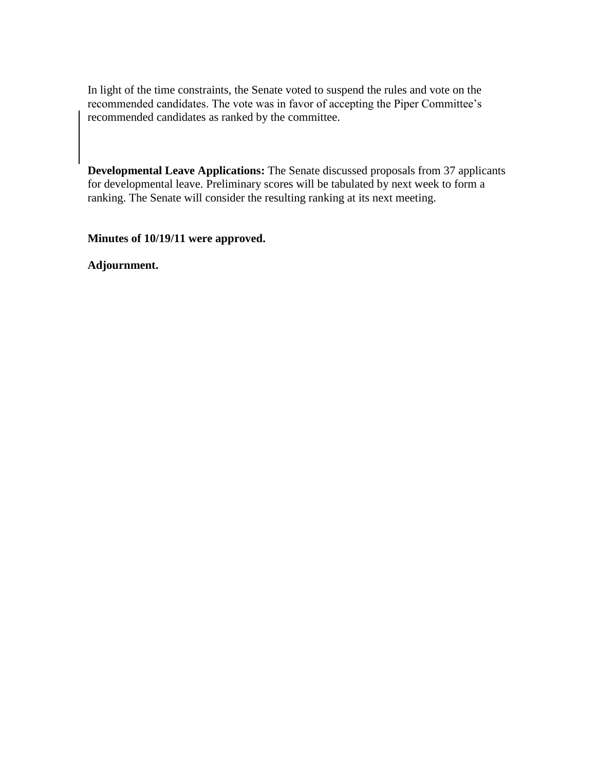In light of the time constraints, the Senate voted to suspend the rules and vote on the recommended candidates. The vote was in favor of accepting the Piper Committee's recommended candidates as ranked by the committee.

**Developmental Leave Applications:** The Senate discussed proposals from 37 applicants for developmental leave. Preliminary scores will be tabulated by next week to form a ranking. The Senate will consider the resulting ranking at its next meeting.

**Minutes of 10/19/11 were approved.**

**Adjournment.**